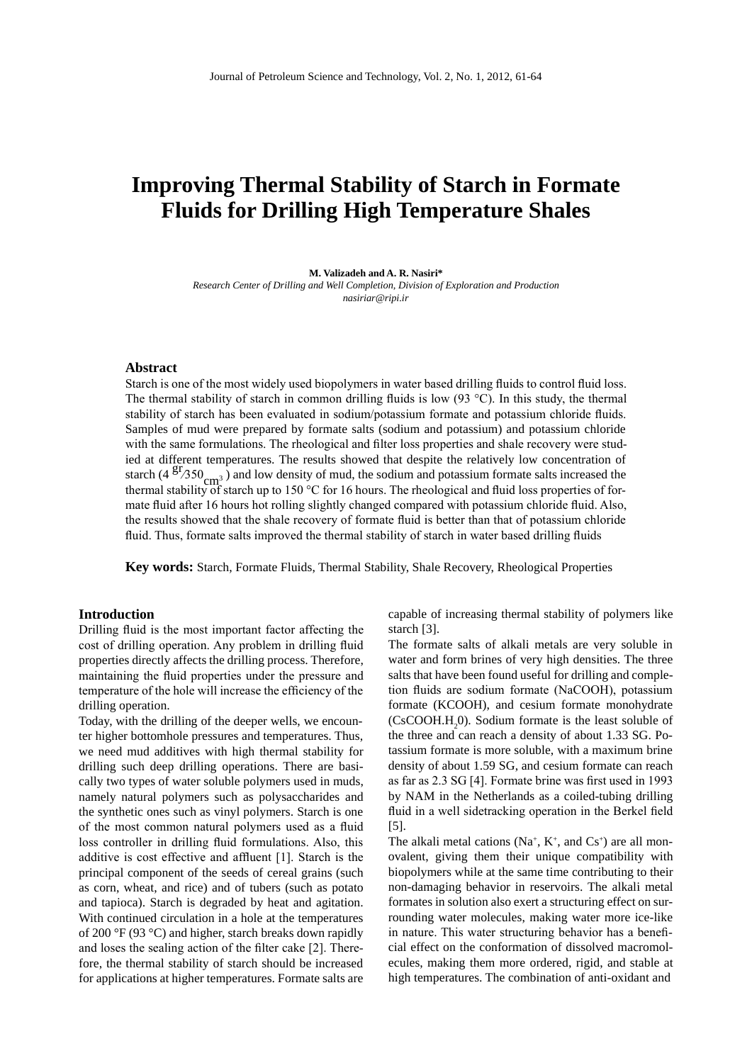# Improving Thermal Stability of Starch in Formate Fluids for Drilling High Temperature Shales

**M. Valizadeh and A. R. Nasiri***

*Research Center of Drilling and Well Completion, Division of Exploration and Production*

*nasiriar@ripi.ir*

## Abstract

Starch is one of the most widely used biopolymers in water based drilling fluids to control fluid loss. The thermal stability of starch in common drilling fluids is low (93 °C). In this study, the thermal stability of starch has been evaluated in sodium/potassium formate and potassium chloride fluids. Samples of mud were prepared by formate salts (sodium and potassium) and potassium chloride with the same formulations. The rheological and filter loss properties and shale recovery were studied at different temperatures. The results showed that despite the relatively low concentration of starch (4 $^{gr}/350_{cm^3}$) and low density of mud, the sodium and potassium formate salts increased the thermal stability of starch up to 150 °C for 16 hours. The rheological and fluid loss properties of formate fluid after 16 hours hot rolling slightly changed compared with potassium chloride fluid. Also, the results showed that the shale recovery of formate fluid is better than that of potassium chloride fluid. Thus, formate salts improved the thermal stability of starch in water based drilling fluids

**Key words:** Starch, Formate Fluids, Thermal Stability, Shale Recovery, Rheological Properties

## Introduction

Drilling fluid is the most important factor affecting the cost of drilling operation. Any problem in drilling fluid properties directly affects the drilling process. Therefore, maintaining the fluid properties under the pressure and temperature of the hole will increase the efficiency of the drilling operation.

Today, with the drilling of the deeper wells, we encounter higher bottomhole pressures and temperatures. Thus, we need mud additives with high thermal stability for drilling such deep drilling operations. There are basically two types of water soluble polymers used in muds, namely natural polymers such as polysaccharides and the synthetic ones such as vinyl polymers. Starch is one of the most common natural polymers used as a fluid loss controller in drilling fluid formulations. Also, this additive is cost effective and affluent [1]. Starch is the principal component of the seeds of cereal grains (such as corn, wheat, and rice) and of tubers (such as potato and tapioca). Starch is degraded by heat and agitation. With continued circulation in a hole at the temperatures of 200 °F (93 °C) and higher, starch breaks down rapidly and loses the sealing action of the filter cake [2]. Therefore, the thermal stability of starch should be increased for applications at higher temperatures. Formate salts are capable of increasing thermal stability of polymers like starch [3].

The formate salts of alkali metals are very soluble in water and form brines of very high densities. The three salts that have been found useful for drilling and completion fluids are sodium formate (NaCOOH), potassium formate (KCOOH), and cesium formate monohydrate ($CsCOOH.H_20$). Sodium formate is the least soluble of the three and can reach a density of about 1.33 SG. Potassium formate is more soluble, with a maximum brine density of about 1.59 SG, and cesium formate can reach as far as 2.3 SG [4]. Formate brine was first used in 1993 by NAM in the Netherlands as a coiled-tubing drilling fluid in a well sidetracking operation in the Berkel field [5].

The alkali metal cations ($Na^+$, $K^+$, and $Cs^+$) are all monovalent, giving them their unique compatibility with biopolymers while at the same time contributing to their non-damaging behavior in reservoirs. The alkali metal formates in solution also exert a structuring effect on surrounding water molecules, making water more ice-like in nature. This water structuring behavior has a beneficial effect on the conformation of dissolved macromolecules, making them more ordered, rigid, and stable at high temperatures. The combination of anti-oxidant and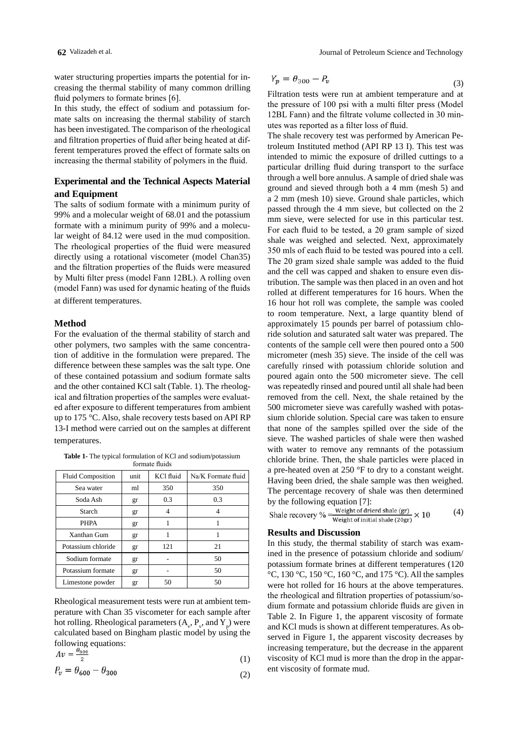water structuring properties imparts the potential for increasing the thermal stability of many common drilling fluid polymers to formate brines [6].

In this study, the effect of sodium and potassium formate salts on increasing the thermal stability of starch has been investigated. The comparison of the rheological and filtration properties of fluid after being heated at different temperatures proved the effect of formate salts on increasing the thermal stability of polymers in the fluid.

## Experimental and the Technical Aspects Material and Equipment

The salts of sodium formate with a minimum purity of 99% and a molecular weight of 68.01 and the potassium formate with a minimum purity of 99% and a molecular weight of 84.12 were used in the mud composition. The rheological properties of the fluid were measured directly using a rotational viscometer (model Chan35) and the filtration properties of the fluids were measured by Multi filter press (model Fann 12BL). A rolling oven (model Fann) was used for dynamic heating of the fluids at different temperatures.

### Method

For the evaluation of the thermal stability of starch and other polymers, two samples with the same concentration of additive in the formulation were prepared. The difference between these samples was the salt type. One of these contained potassium and sodium formate salts and the other contained KCl salt (Table. 1). The rheological and filtration properties of the samples were evaluated after exposure to different temperatures from ambient up to 175 °C. Also, shale recovery tests based on API RP 13-I method were carried out on the samples at different temperatures.

**Table 1**- The typical formulation of KCl and sodium/potassium formate fluids

| Fluid Composition | unit | KCl fluid | Na/K Formate fluid |
|---|---|---|---|
| Sea water | ml | 350 | 350 |
| Soda Ash | gr | 0.3 | 0.3 |
| Starch | gr | 4 | 4 |
| PHPA | gr | 1 | 1 |
| Xanthan Gum | gr | 1 | 1 |
| Potassium chloride | gr | 121 | 21 |
| Sodium formate | gr | - | 50 |
| Potassium formate | gr | - | 50 |
| Limestone powder | gr | 50 | 50 |

Rheological measurement tests were run at ambient temperature with Chan 35 viscometer for each sample after hot rolling. Rheological parameters ($A_v$, $P_v$, and $Y_p$) were calculated based on Bingham plastic model by using the following equations:

$$Av = \frac{\theta_{600}}{2} \quad (1)$$

$$P_v = \theta_{600} - \theta_{300} \quad (2)$$

$$Y_p = \theta_{300} - P_v \quad (3)$$

Filtration tests were run at ambient temperature and at the pressure of 100 psi with a multi filter press (Model 12BL Fann) and the filtrate volume collected in 30 minutes was reported as a filter loss of fluid.

The shale recovery test was performed by American Petroleum Instituted method (API RP 13 I). This test was intended to mimic the exposure of drilled cuttings to a particular drilling fluid during transport to the surface through a well bore annulus. A sample of dried shale was ground and sieved through both a 4 mm (mesh 5) and a 2 mm (mesh 10) sieve. Ground shale particles, which passed through the 4 mm sieve, but collected on the 2 mm sieve, were selected for use in this particular test. For each fluid to be tested, a 20 gram sample of sized shale was weighed and selected. Next, approximately 350 mls of each fluid to be tested was poured into a cell. The 20 gram sized shale sample was added to the fluid and the cell was capped and shaken to ensure even distribution. The sample was then placed in an oven and hot rolled at different temperatures for 16 hours. When the 16 hour hot roll was complete, the sample was cooled to room temperature. Next, a large quantity blend of approximately 15 pounds per barrel of potassium chloride solution and saturated salt water was prepared. The contents of the sample cell were then poured onto a 500 micrometer (mesh 35) sieve. The inside of the cell was carefully rinsed with potassium chloride solution and poured again onto the 500 micrometer sieve. The cell was repeatedly rinsed and poured until all shale had been removed from the cell. Next, the shale retained by the 500 micrometer sieve was carefully washed with potassium chloride solution. Special care was taken to ensure that none of the samples spilled over the side of the sieve. The washed particles of shale were then washed with water to remove any remnants of the potassium chloride brine. Then, the shale particles were placed in a pre-heated oven at 250 °F to dry to a constant weight. Having been dried, the shale sample was then weighed. The percentage recovery of shale was then determined by the following equation [7]:

$$\text{Shale recovery } \% = \frac{\text{Weight of drierd shale (gr)}}{\text{Weight of initial shale (20gr)}} \times 10 \quad (4)$$

## Results and Discussion

In this study, the thermal stability of starch was examined in the presence of potassium chloride and sodium/potassium formate brines at different temperatures (120 °C, 130 °C, 150 °C, 160 °C, and 175 °C). All the samples were hot rolled for 16 hours at the above temperatures. the rheological and filtration properties of potassium/sodium formate and potassium chloride fluids are given in Table 2. In Figure 1, the apparent viscosity of formate and KCl muds is shown at different temperatures. As observed in Figure 1, the apparent viscosity decreases by increasing temperature, but the decrease in the apparent viscosity of KCl mud is more than the drop in the apparent viscosity of formate mud.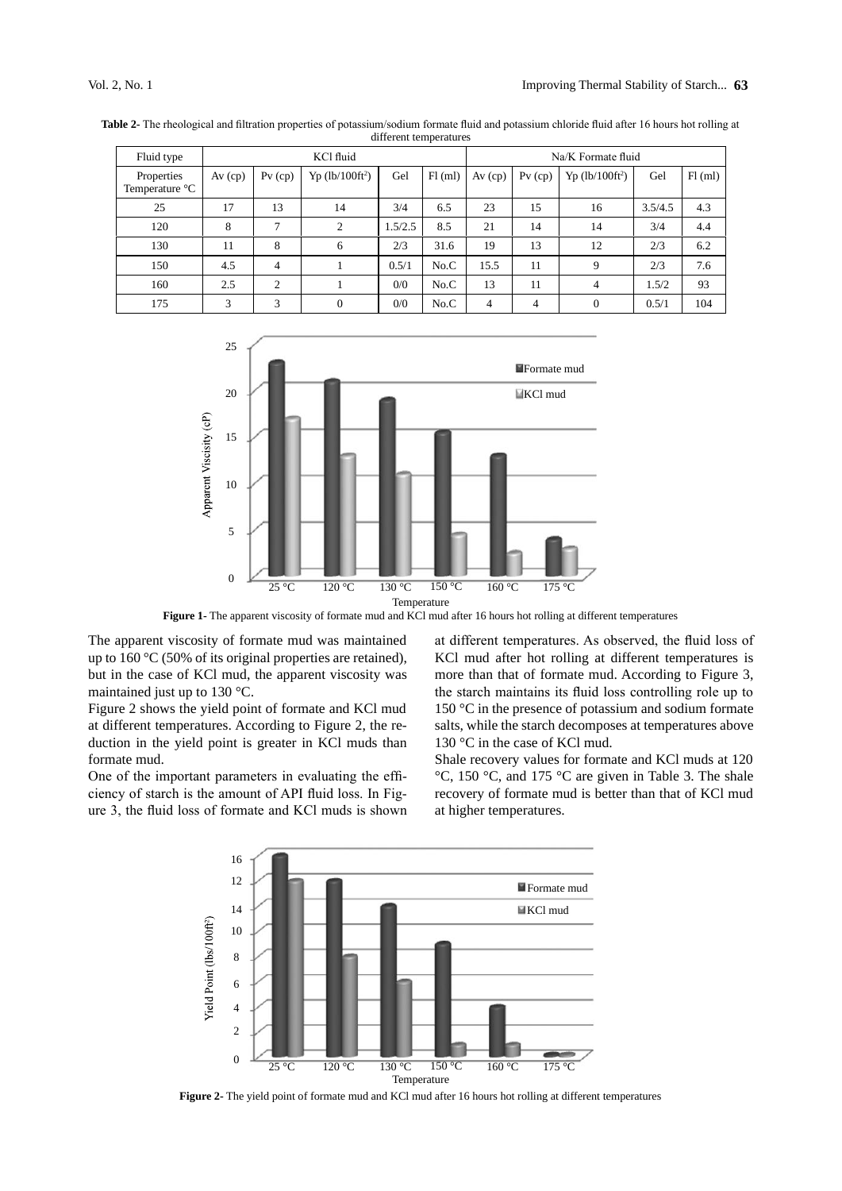**Table 2-** The rheological and filtration properties of potassium/sodium formate fluid and potassium chloride fluid after 16 hours hot rolling at different temperatures

| Fluid type | KCl fluid | | | | | Na/K Formate fluid | | | | |
|---|---|---|---|---|---|---|---|---|---|---|
| Properties Temperature °C | Av (cp) | Pv (cp) | Yp (lb/100ft²) | Gel | Fl (ml) | Av (cp) | Pv (cp) | Yp (lb/100ft²) | Gel | Fl (ml) |
| 25 | 17 | 13 | 14 | 3/4 | 6.5 | 23 | 15 | 16 | 3.5/4.5 | 4.3 |
| 120 | 8 | 7 | 2 | 1.5/2.5 | 8.5 | 21 | 14 | 14 | 3/4 | 4.4 |
| 130 | 11 | 8 | 6 | 2/3 | 31.6 | 19 | 13 | 12 | 2/3 | 6.2 |
| 150 | 4.5 | 4 | 1 | 0.5/1 | No.C | 15.5 | 11 | 9 | 2/3 | 7.6 |
| 160 | 2.5 | 2 | 1 | 0/0 | No.C | 13 | 11 | 4 | 1.5/2 | 93 |
| 175 | 3 | 3 | 0 | 0/0 | No.C | 4 | 4 | 0 | 0.5/1 | 104 |

**Figure 1-** The apparent viscosity of formate mud and KCl mud after 16 hours hot rolling at different temperatures

The apparent viscosity of formate mud was maintained up to 160 °C (50% of its original properties are retained), but in the case of KCl mud, the apparent viscosity was maintained just up to 130 °C.

Figure 2 shows the yield point of formate and KCl mud at different temperatures. According to Figure 2, the reduction in the yield point is greater in KCl muds than formate mud.

One of the important parameters in evaluating the efficiency of starch is the amount of API fluid loss. In Figure 3, the fluid loss of formate and KCl muds is shown at different temperatures. As observed, the fluid loss of KCl mud after hot rolling at different temperatures is more than that of formate mud. According to Figure 3, the starch maintains its fluid loss controlling role up to 150 °C in the presence of potassium and sodium formate salts, while the starch decomposes at temperatures above 130 °C in the case of KCl mud.

Shale recovery values for formate and KCl muds at 120 °C, 150 °C, and 175 °C are given in Table 3. The shale recovery of formate mud is better than that of KCl mud at higher temperatures.

**Figure 2-** The yield point of formate mud and KCl mud after 16 hours hot rolling at different temperatures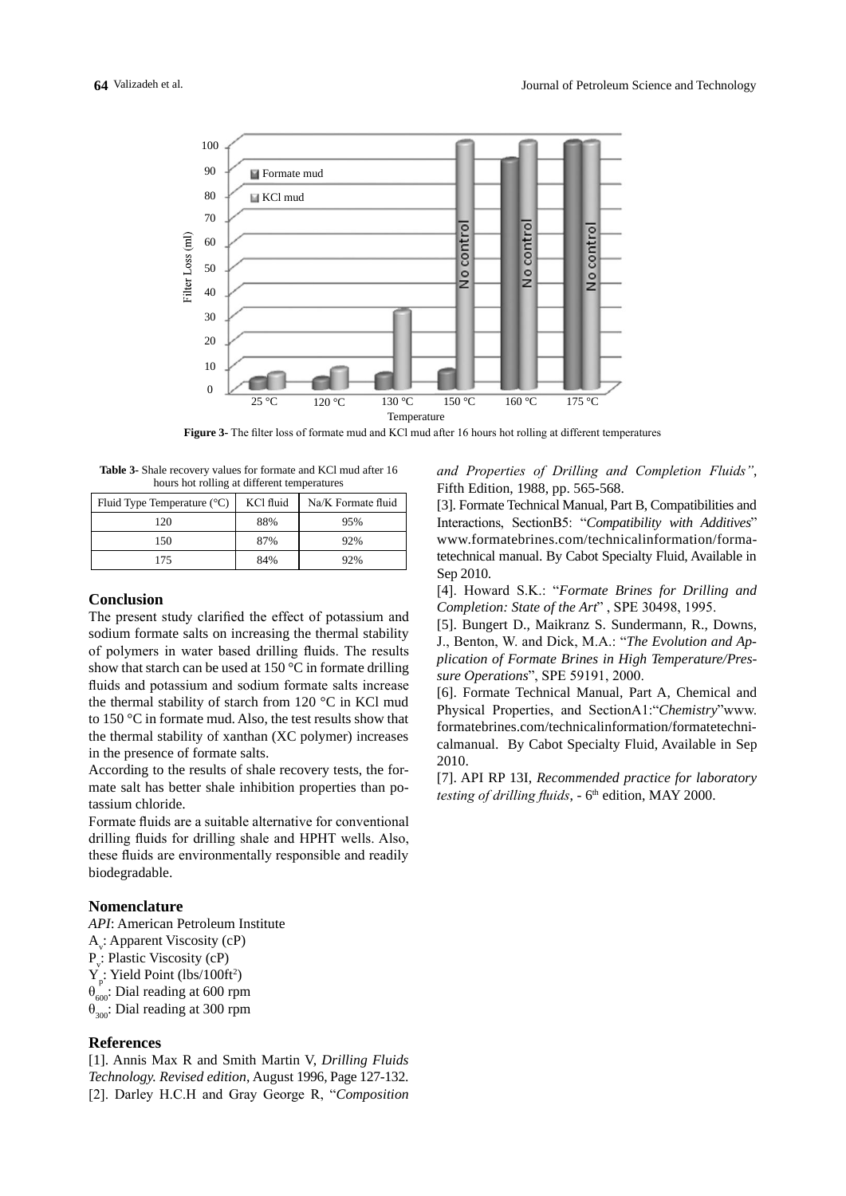100
90
80
70
60
50
40
30
20
10
0

Filter Loss (ml)

Formate mud
KCl mud

No control
No control
No control

25 °C
120 °C
130 °C
150 °C
160 °C
175 °C

Temperature

**Figure 3-** The filter loss of formate mud and KCl mud after 16 hours hot rolling at different temperatures

**Table 3-** Shale recovery values for formate and KCl mud after 16 hours hot rolling at different temperatures

| Fluid Type Temperature (°C) | KCl fluid | Na/K Formate fluid |
|---|---|---|
| 120 | 88% | 95% |
| 150 | 87% | 92% |
| 175 | 84% | 92% |

## Conclusion

The present study clarified the effect of potassium and sodium formate salts on increasing the thermal stability of polymers in water based drilling fluids. The results show that starch can be used at 150 °C in formate drilling fluids and potassium and sodium formate salts increase the thermal stability of starch from 120 °C in KCl mud to 150 °C in formate mud. Also, the test results show that the thermal stability of xanthan (XC polymer) increases in the presence of formate salts.

According to the results of shale recovery tests, the formate salt has better shale inhibition properties than potassium chloride.

Formate fluids are a suitable alternative for conventional drilling fluids for drilling shale and HPHT wells. Also, these fluids are environmentally responsible and readily biodegradable.

## Nomenclature

*API*: American Petroleum Institute
$A_v$: Apparent Viscosity (cP)
$P_v$: Plastic Viscosity (cP)
$Y_p$: Yield Point (lbs/100ft$^2$)
$\theta_{600}$: Dial reading at 600 rpm
$\theta_{300}$: Dial reading at 300 rpm

## References

[1]. Annis Max R and Smith Martin V, *Drilling Fluids Technology. Revised edition*, August 1996, Page 127-132.

[2]. Darley H.C.H and Gray George R, "*Composition and Properties of Drilling and Completion Fluids"*, Fifth Edition, 1988, pp. 565-568.

[3]. Formate Technical Manual, Part B, Compatibilities and Interactions, SectionB5: "*Compatibility with Additives*" www.formatebrines.com/technicalinformation/formatetechnical manual. By Cabot Specialty Fluid, Available in Sep 2010.

[4]. Howard S.K.: "*Formate Brines for Drilling and Completion: State of the Art*" , SPE 30498, 1995.

[5]. Bungert D., Maikranz S. Sundermann, R., Downs, J., Benton, W. and Dick, M.A.: "*The Evolution and Application of Formate Brines in High Temperature/Pressure Operations*", SPE 59191, 2000.

[6]. Formate Technical Manual, Part A, Chemical and Physical Properties, and SectionA1:"*Chemistry*"www.formatebrines.com/technicalinformation/formatetechnicalmanual. By Cabot Specialty Fluid, Available in Sep 2010.

[7]. API RP 13I, *Recommended practice for laboratory testing of drilling fluids*, - 6th edition, MAY 2000.